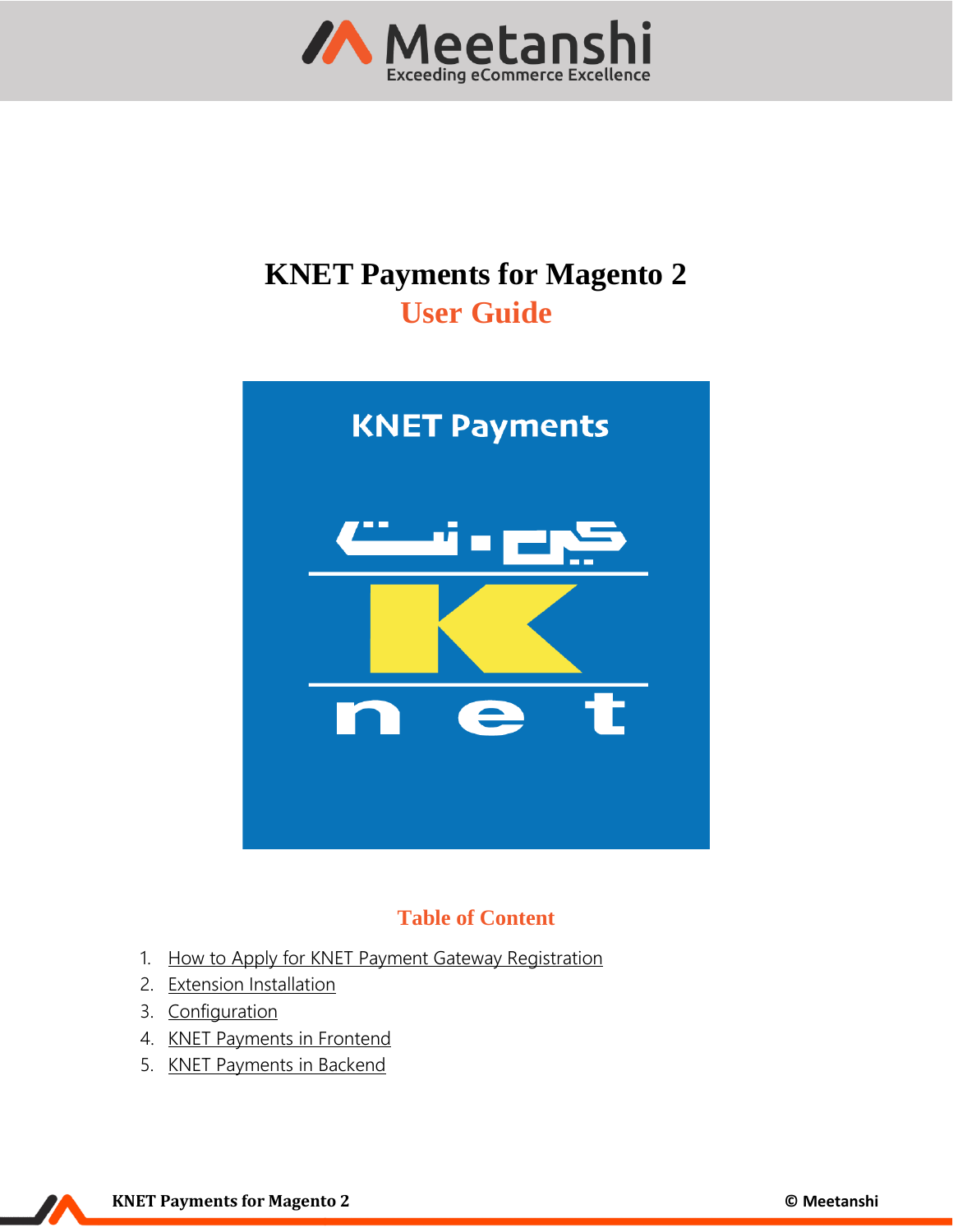# KNET Payments for Magento 2

## User Guide

## Table of Content

1. How to Apply for KNET Payment Gateway Registration
2. Extension Installation
3. Configuration
4. KNET Payments in Frontend
5. KNET Payments in Backend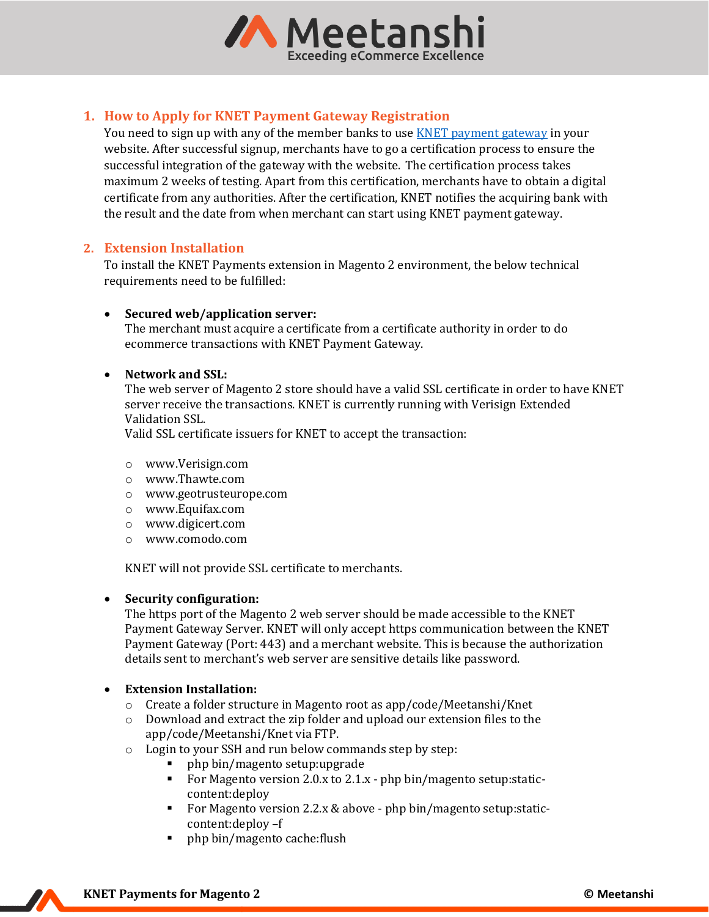## 1. How to Apply for KNET Payment Gateway Registration

You need to sign up with any of the member banks to use [KNET payment gateway]() in your website. After successful signup, merchants have to go a certification process to ensure the successful integration of the gateway with the website. The certification process takes maximum 2 weeks of testing. Apart from this certification, merchants have to obtain a digital certificate from any authorities. After the certification, KNET notifies the acquiring bank with the result and the date from when merchant can start using KNET payment gateway.

## 2. Extension Installation

To install the KNET Payments extension in Magento 2 environment, the below technical requirements need to be fulfilled:

- **Secured web/application server:**
  The merchant must acquire a certificate from a certificate authority in order to do ecommerce transactions with KNET Payment Gateway.

- **Network and SSL:**
  The web server of Magento 2 store should have a valid SSL certificate in order to have KNET server receive the transactions. KNET is currently running with Verisign Extended Validation SSL.
  Valid SSL certificate issuers for KNET to accept the transaction:

  - www.Verisign.com
  - www.Thawte.com
  - www.geotrusteurope.com
  - www.Equifax.com
  - www.digicert.com
  - www.comodo.com

  KNET will not provide SSL certificate to merchants.

- **Security configuration:**
  The https port of the Magento 2 web server should be made accessible to the KNET Payment Gateway Server. KNET will only accept https communication between the KNET Payment Gateway (Port: 443) and a merchant website. This is because the authorization details sent to merchant's web server are sensitive details like password.

- **Extension Installation:**
  - Create a folder structure in Magento root as app/code/Meetanshi/Knet
  - Download and extract the zip folder and upload our extension files to the app/code/Meetanshi/Knet via FTP.
  - Login to your SSH and run below commands step by step:
    - php bin/magento setup:upgrade
    - For Magento version 2.0.x to 2.1.x - php bin/magento setup:static-content:deploy
    - For Magento version 2.2.x & above - php bin/magento setup:static-content:deploy –f
    - php bin/magento cache:flush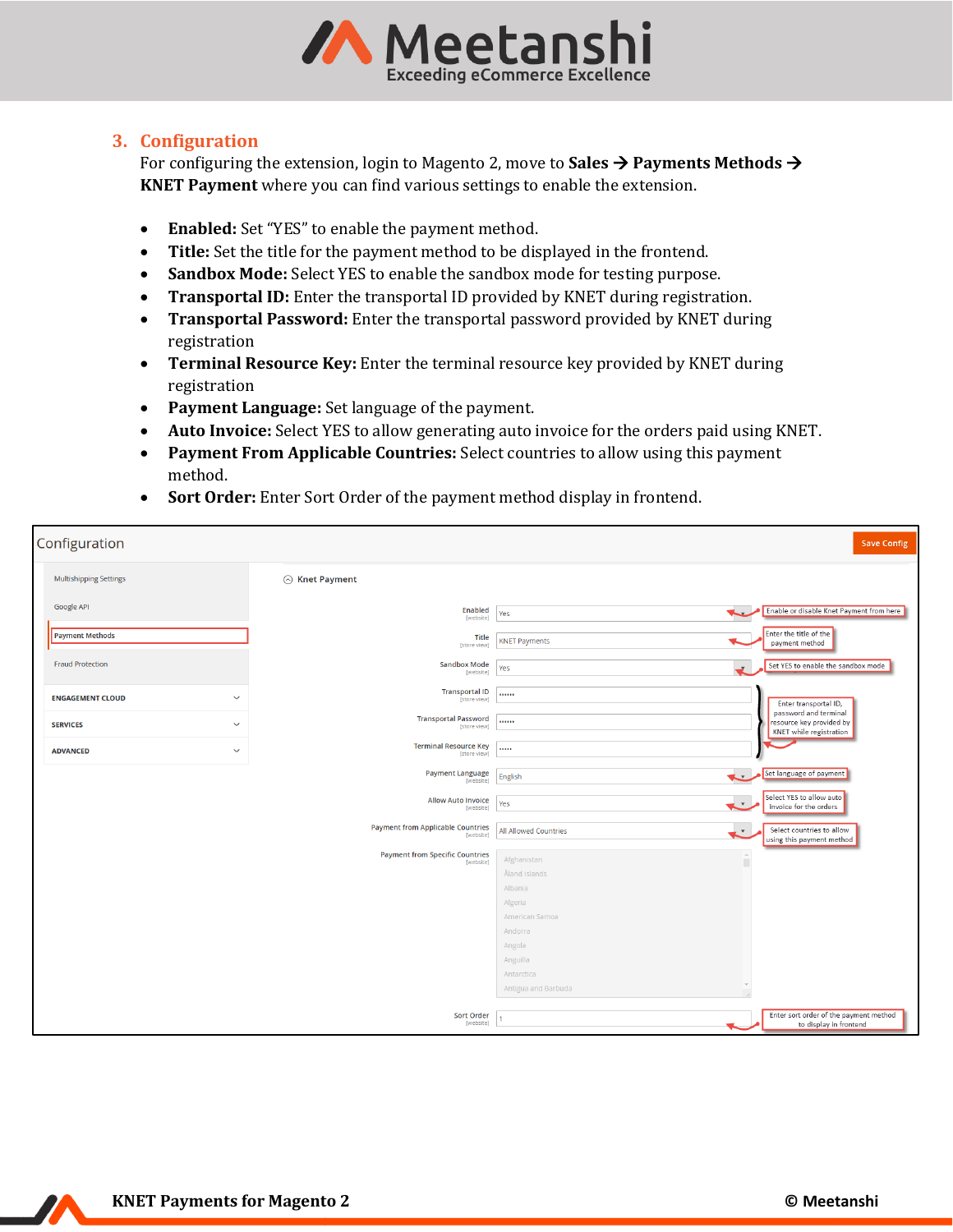## 3. Configuration

For configuring the extension, login to Magento 2, move to **Sales → Payments Methods → KNET Payment** where you can find various settings to enable the extension.

- **Enabled:** Set "YES" to enable the payment method.
- **Title:** Set the title for the payment method to be displayed in the frontend.
- **Sandbox Mode:** Select YES to enable the sandbox mode for testing purpose.
- **Transportal ID:** Enter the transportal ID provided by KNET during registration.
- **Transportal Password:** Enter the transportal password provided by KNET during registration
- **Terminal Resource Key:** Enter the terminal resource key provided by KNET during registration
- **Payment Language:** Set language of the payment.
- **Auto Invoice:** Select YES to allow generating auto invoice for the orders paid using KNET.
- **Payment From Applicable Countries:** Select countries to allow using this payment method.
- **Sort Order:** Enter Sort Order of the payment method display in frontend.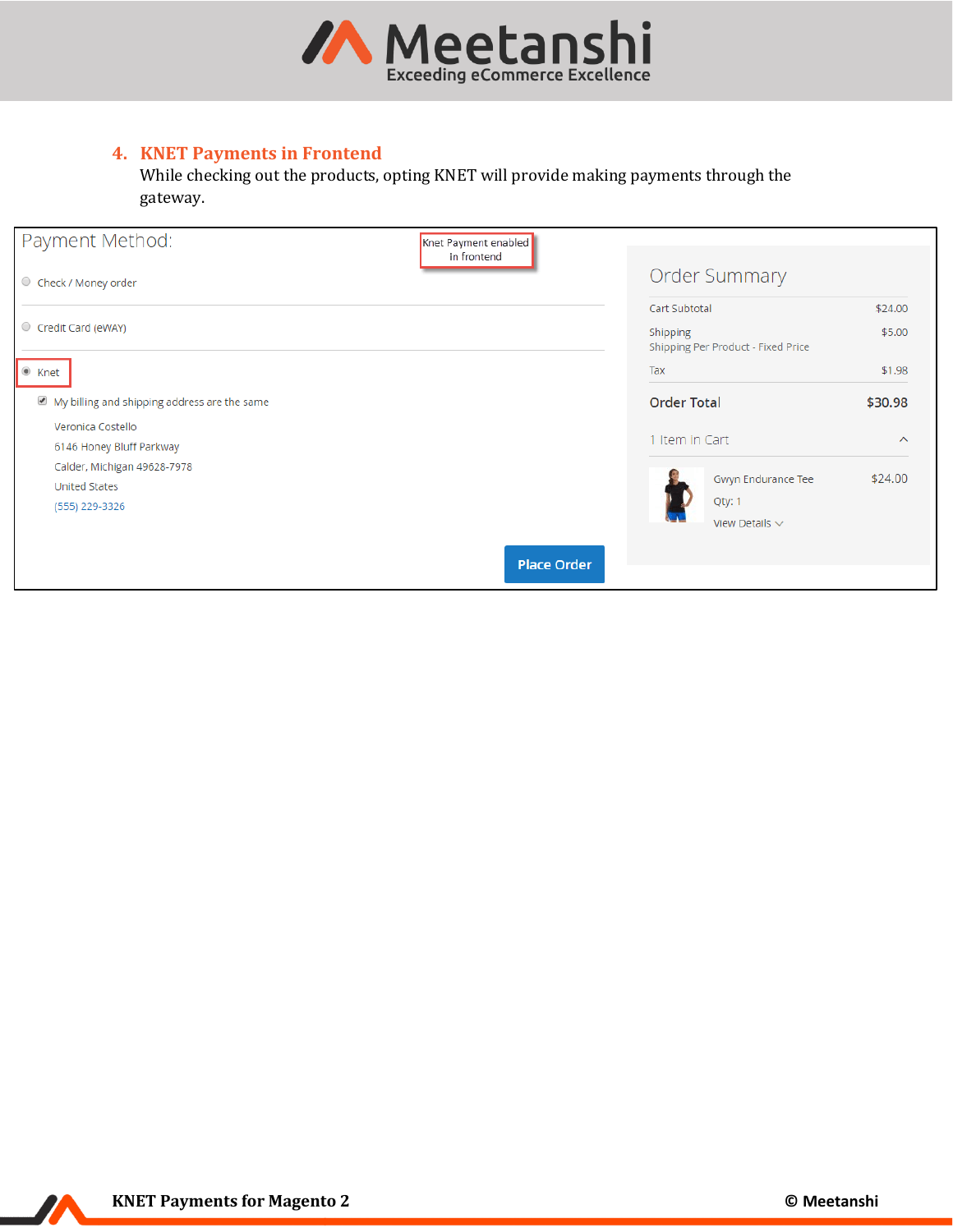## 4. KNET Payments in Frontend

While checking out the products, opting KNET will provide making payments through the gateway.

Payment Method:

Knet Payment enabled in frontend

Check / Money order

Credit Card (eWAY)

Knet

My billing and shipping address are the same

Veronica Costello
6146 Honey Bluff Parkway
Calder, Michigan 49628-7978
United States
(555) 229-3326

Place Order

Order Summary

| | |
|---|---|
| Cart Subtotal | $24.00 |
| Shipping<br>Shipping Per Product - Fixed Price | $5.00 |
| Tax | $1.98 |
| **Order Total** | **$30.98** |

1 Item in Cart

Gwyn Endurance Tee $24.00
Qty: 1
View Details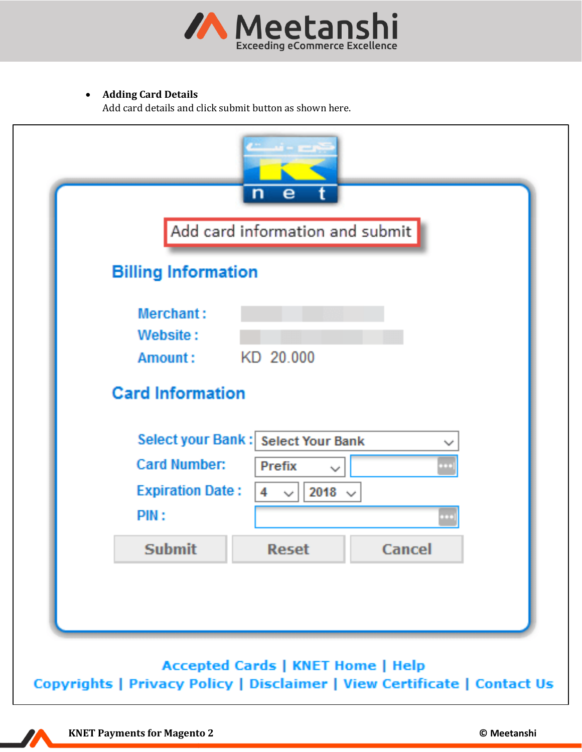- **Adding Card Details**
  Add card details and click submit button as shown here.

Add card information and submit

Billing Information

Merchant :

Website :

Amount : KD 20.000

Card Information

Select your Bank : Select Your Bank

Card Number: Prefix

Expiration Date : 4 2018

PIN :

Submit Reset Cancel

Accepted Cards | KNET Home | Help

Copyrights | Privacy Policy | Disclaimer | View Certificate | Contact Us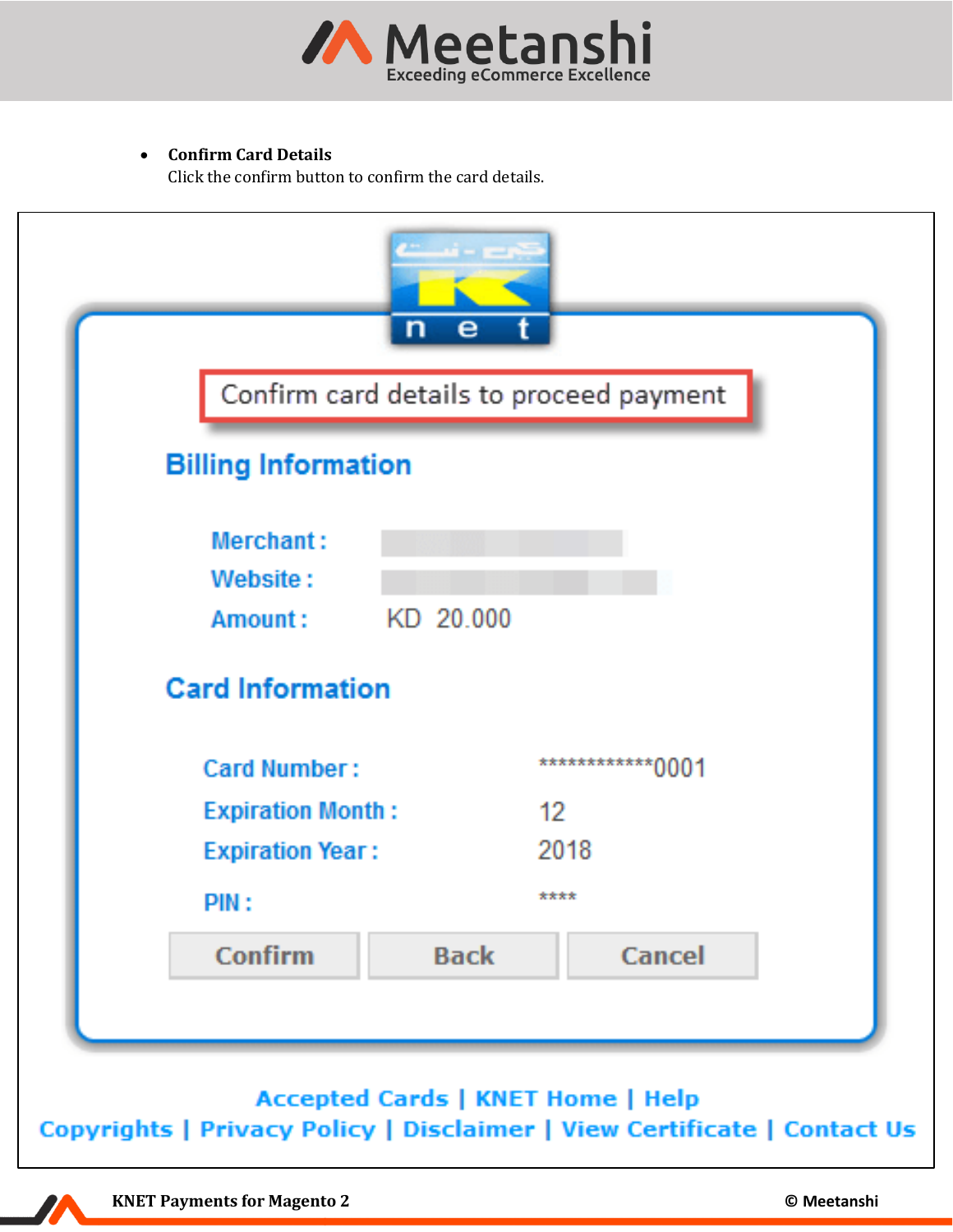- **Confirm Card Details**
  Click the confirm button to confirm the card details.

Confirm card details to proceed payment

**Billing Information**

Merchant :

Website :

Amount : KD 20.000

**Card Information**

Card Number : ************0001

Expiration Month : 12

Expiration Year : 2018

PIN : ****

Confirm | Back | Cancel

Accepted Cards | KNET Home | Help

Copyrights | Privacy Policy | Disclaimer | View Certificate | Contact Us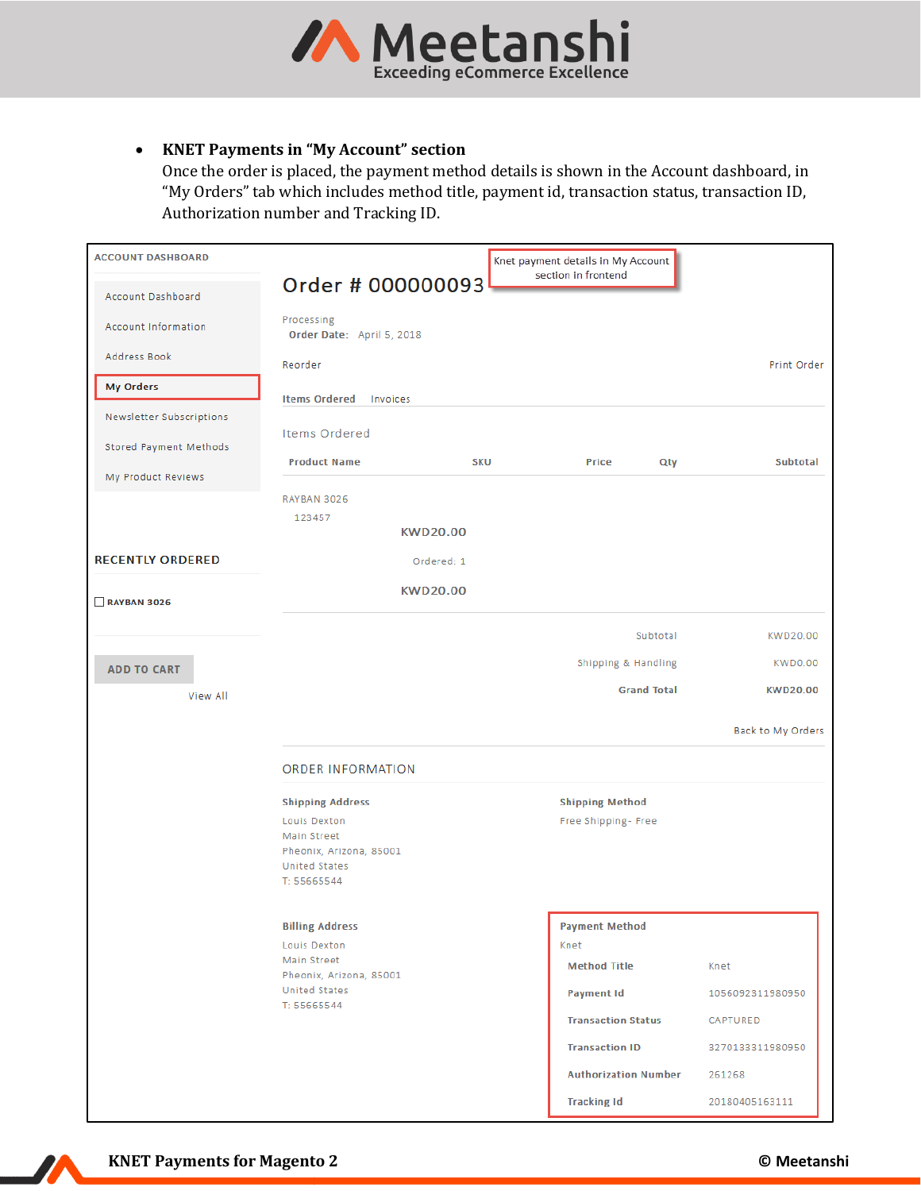- **KNET Payments in "My Account" section**
  Once the order is placed, the payment method details is shown in the Account dashboard, in "My Orders" tab which includes method title, payment id, transaction status, transaction ID, Authorization number and Tracking ID.

ACCOUNT DASHBOARD

- Account Dashboard
- Account Information
- Address Book
- **My Orders**
- Newsletter Subscriptions
- Stored Payment Methods
- My Product Reviews

Knet payment details in My Account section in frontend

## Order # 000000093

Processing
**Order Date:** April 5, 2018

Reorder — Print Order

**Items Ordered** Invoices

Items Ordered

| Product Name | SKU | Price | Qty | Subtotal |
|---|---|---|---|---|
| RAYBAN 3026 | 123457 | KWD20.00 | Ordered: 1 | KWD20.00 |

| | |
|---|---|
| Subtotal | KWD20.00 |
| Shipping & Handling | KWD0.00 |
| **Grand Total** | **KWD20.00** |

Back to My Orders

RECENTLY ORDERED

- RAYBAN 3026

ADD TO CART

View All

ORDER INFORMATION

**Shipping Address**
Louis Dexton
Main Street
Pheonix, Arizona, 85001
United States
T: 55665544

**Shipping Method**
Free Shipping- Free

**Billing Address**
Louis Dexton
Main Street
Pheonix, Arizona, 85001
United States
T: 55665544

**Payment Method**
Knet

| | |
|---|---|
| **Method Title** | Knet |
| **Payment Id** | 1056092311980950 |
| **Transaction Status** | CAPTURED |
| **Transaction ID** | 3270133311980950 |
| **Authorization Number** | 261268 |
| **Tracking Id** | 20180405163111 |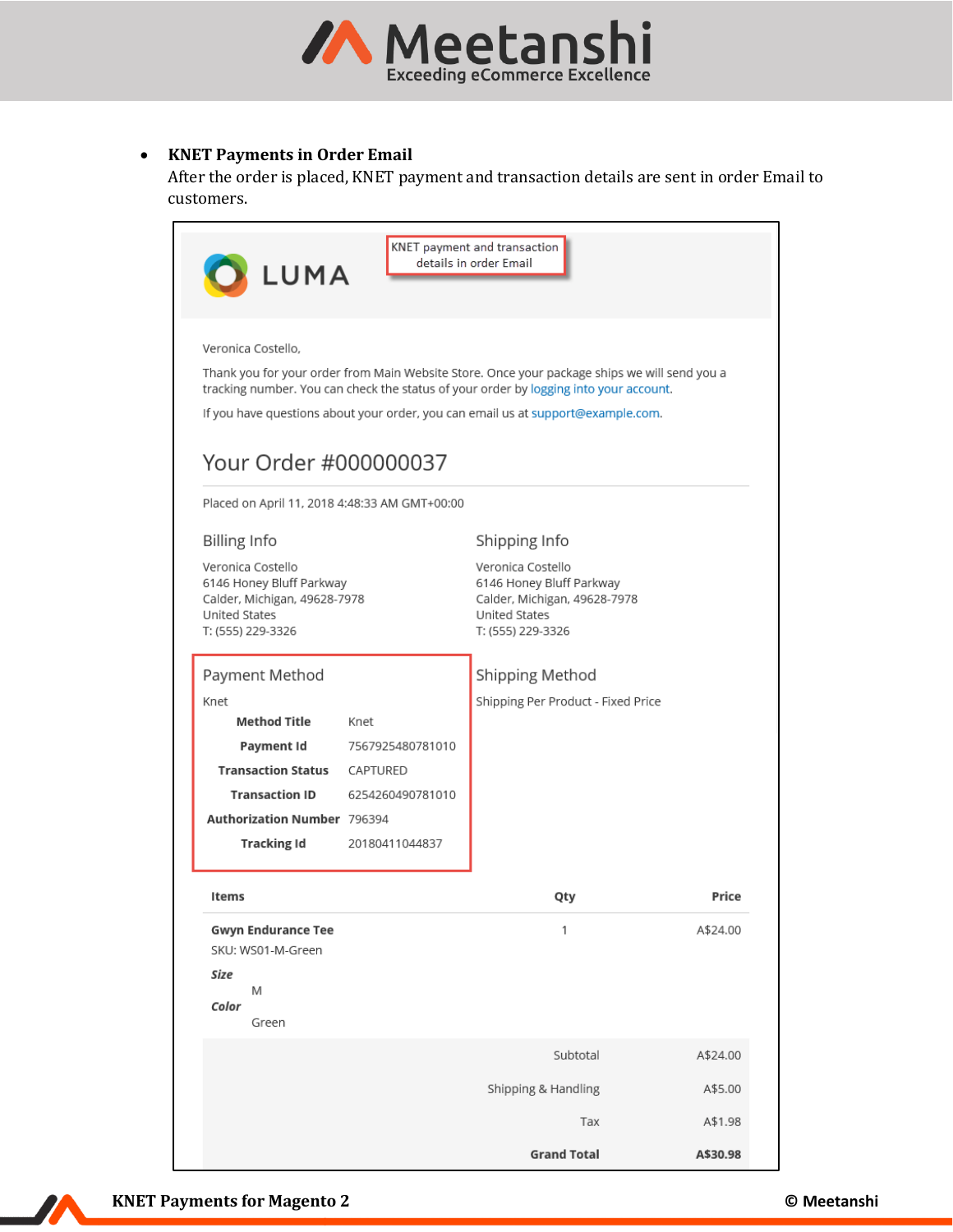- **KNET Payments in Order Email**
  After the order is placed, KNET payment and transaction details are sent in order Email to customers.

KNET payment and transaction details in order Email

LUMA

Veronica Costello,

Thank you for your order from Main Website Store. Once your package ships we will send you a tracking number. You can check the status of your order by logging into your account.

If you have questions about your order, you can email us at support@example.com.

## Your Order #000000037

Placed on April 11, 2018 4:48:33 AM GMT+00:00

### Billing Info

Veronica Costello
6146 Honey Bluff Parkway
Calder, Michigan, 49628-7978
United States
T: (555) 229-3326

### Shipping Info

Veronica Costello
6146 Honey Bluff Parkway
Calder, Michigan, 49628-7978
United States
T: (555) 229-3326

### Payment Method

Knet

| | |
|---|---|
| **Method Title** | Knet |
| **Payment Id** | 7567925480781010 |
| **Transaction Status** | CAPTURED |
| **Transaction ID** | 6254260490781010 |
| **Authorization Number** | 796394 |
| **Tracking Id** | 20180411044837 |

### Shipping Method

Shipping Per Product - Fixed Price

| Items | Qty | Price |
|---|---|---|
| **Gwyn Endurance Tee**<br>SKU: WS01-M-Green<br>***Size*** M<br>***Color*** Green | 1 | A$24.00 |
| | Subtotal | A$24.00 |
| | Shipping & Handling | A$5.00 |
| | Tax | A$1.98 |
| | **Grand Total** | **A$30.98** |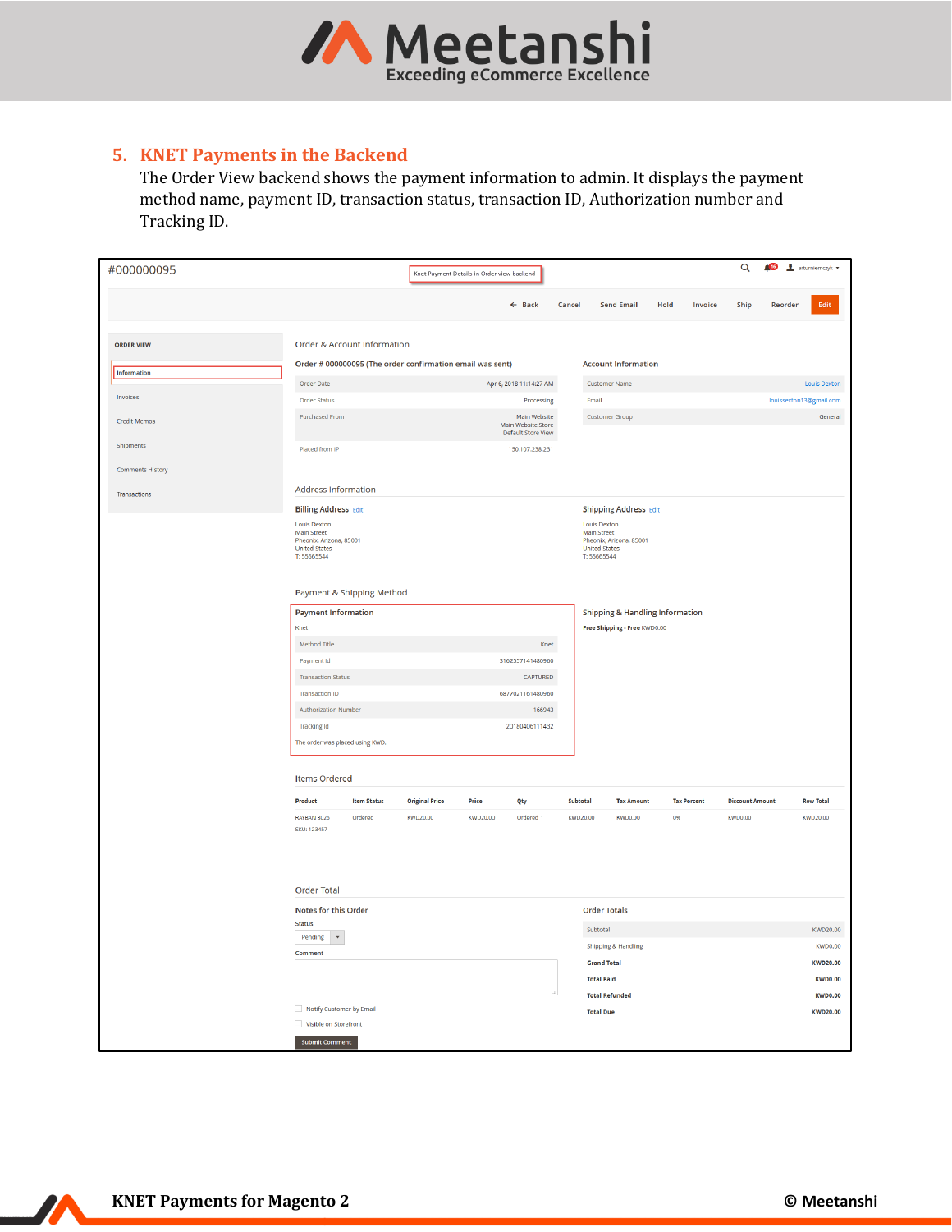## 5. KNET Payments in the Backend

The Order View backend shows the payment information to admin. It displays the payment method name, payment ID, transaction status, transaction ID, Authorization number and Tracking ID.

#000000095

Knet Payment Details in Order view backend

← Back | Cancel | Send Email | Hold | Invoice | Ship | Reorder | Edit

ORDER VIEW

- Information
- Invoices
- Credit Memos
- Shipments
- Comments History
- Transactions

Order & Account Information

Order # 000000095 (The order confirmation email was sent)

| | |
|---|---|
| Order Date | Apr 6, 2018 11:14:27 AM |
| Order Status | Processing |
| Purchased From | Main Website Main Website Store Default Store View |
| Placed from IP | 150.107.238.231 |

Account Information

| | |
|---|---|
| Customer Name | Louis Dexton |
| Email | louissexton13@gmail.com |
| Customer Group | General |

Address Information

Billing Address Edit

Louis Dexton
Main Street
Pheonix, Arizona, 85001
United States
T: 55665544

Shipping Address Edit

Louis Dexton
Main Street
Pheonix, Arizona, 85001
United States
T: 55665544

Payment & Shipping Method

Payment Information

Knet

| | |
|---|---|
| Method Title | Knet |
| Payment Id | 3162557141480960 |
| Transaction Status | CAPTURED |
| Transaction ID | 6877021161480960 |
| Authorization Number | 166943 |
| Tracking Id | 20180406111432 |

The order was placed using KWD.

Shipping & Handling Information

Free Shipping - Free KWD0.00

Items Ordered

| Product | Item Status | Original Price | Price | Qty | Subtotal | Tax Amount | Tax Percent | Discount Amount | Row Total |
|---|---|---|---|---|---|---|---|---|---|
| RAYBAN 3026 SKU: 123457 | Ordered | KWD20.00 | KWD20.00 | Ordered 1 | KWD20.00 | KWD0.00 | 0% | KWD0.00 | KWD20.00 |

Order Total

Notes for this Order

Status: Pending

Comment

Notify Customer by Email

Visible on Storefront

Submit Comment

Order Totals

| | |
|---|---|
| Subtotal | KWD20.00 |
| Shipping & Handling | KWD0.00 |
| **Grand Total** | **KWD20.00** |
| **Total Paid** | **KWD0.00** |
| **Total Refunded** | **KWD0.00** |
| **Total Due** | **KWD20.00** |